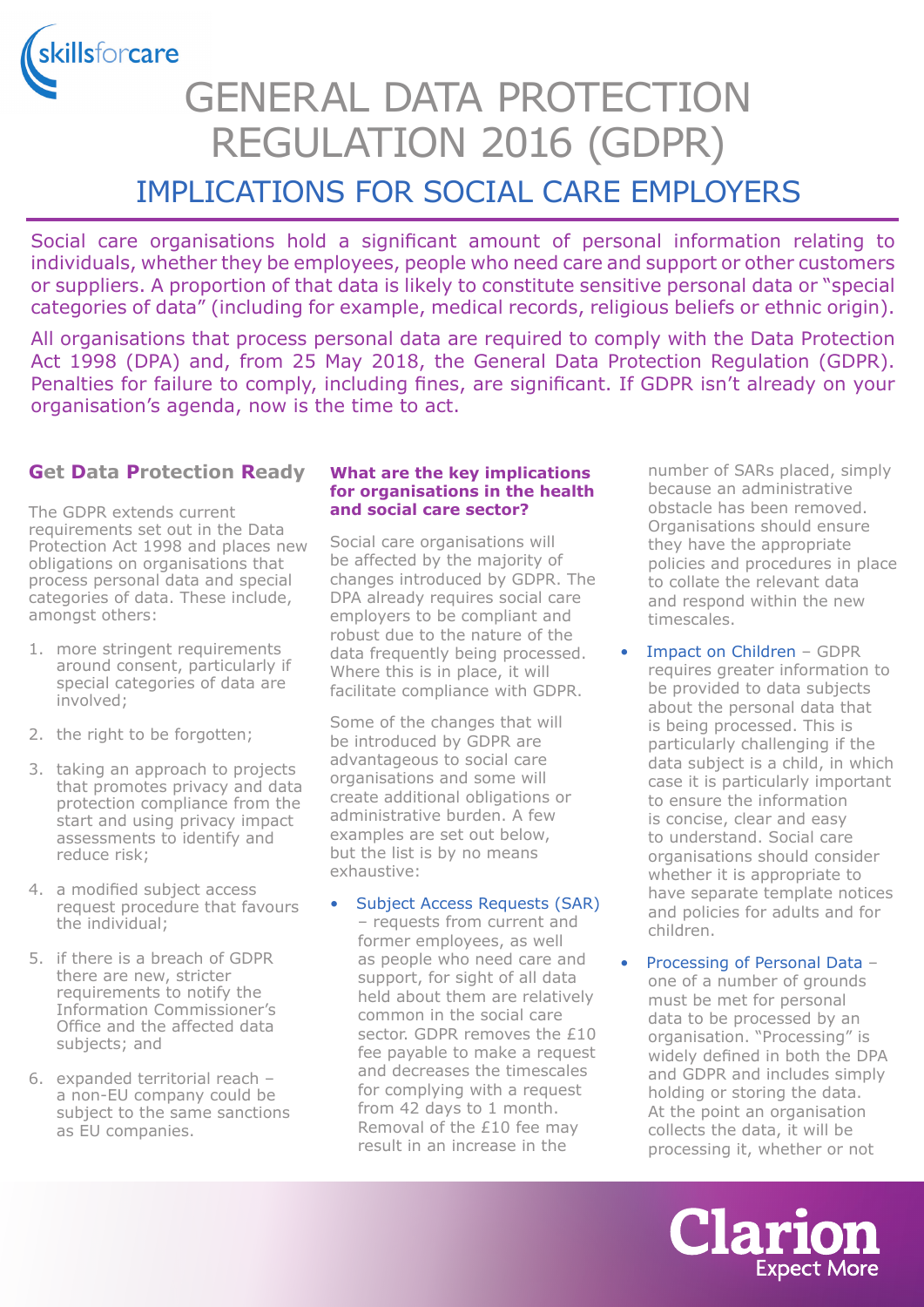# GENERAL DATA PROTECTION REGULATION 2016 (GDPR)

## IMPLICATIONS FOR SOCIAL CARE EMPLOYERS

Social care organisations hold a significant amount of personal information relating to individuals, whether they be employees, people who need care and support or other customers or suppliers. A proportion of that data is likely to constitute sensitive personal data or "special categories of data" (including for example, medical records, religious beliefs or ethnic origin).

All organisations that process personal data are required to comply with the Data Protection Act 1998 (DPA) and, from 25 May 2018, the General Data Protection Regulation (GDPR). Penalties for failure to comply, including fines, are significant. If GDPR isn't already on your organisation's agenda, now is the time to act.

### Get Data Protection Ready

The GDPR extends current requirements set out in the Data Protection Act 1998 and places new obligations on organisations that process personal data and special categories of data. These include, amongst others:

1. more stringent requirements around consent, particularly if special categories of data are involved;
2. the right to be forgotten;
3. taking an approach to projects that promotes privacy and data protection compliance from the start and using privacy impact assessments to identify and reduce risk;
4. a modified subject access request procedure that favours the individual;
5. if there is a breach of GDPR there are new, stricter requirements to notify the Information Commissioner's Office and the affected data subjects; and
6. expanded territorial reach – a non-EU company could be subject to the same sanctions as EU companies.

#### What are the key implications for organisations in the health and social care sector?

Social care organisations will be affected by the majority of changes introduced by GDPR. The DPA already requires social care employers to be compliant and robust due to the nature of the data frequently being processed. Where this is in place, it will facilitate compliance with GDPR.

Some of the changes that will be introduced by GDPR are advantageous to social care organisations and some will create additional obligations or administrative burden. A few examples are set out below, but the list is by no means exhaustive:

- Subject Access Requests (SAR) – requests from current and former employees, as well as people who need care and support, for sight of all data held about them are relatively common in the social care sector. GDPR removes the £10 fee payable to make a request and decreases the timescales for complying with a request from 42 days to 1 month. Removal of the £10 fee may result in an increase in the number of SARs placed, simply because an administrative obstacle has been removed. Organisations should ensure they have the appropriate policies and procedures in place to collate the relevant data and respond within the new timescales.
- Impact on Children – GDPR requires greater information to be provided to data subjects about the personal data that is being processed. This is particularly challenging if the data subject is a child, in which case it is particularly important to ensure the information is concise, clear and easy to understand. Social care organisations should consider whether it is appropriate to have separate template notices and policies for adults and for children.
- Processing of Personal Data – one of a number of grounds must be met for personal data to be processed by an organisation. "Processing" is widely defined in both the DPA and GDPR and includes simply holding or storing the data. At the point an organisation collects the data, it will be processing it, whether or not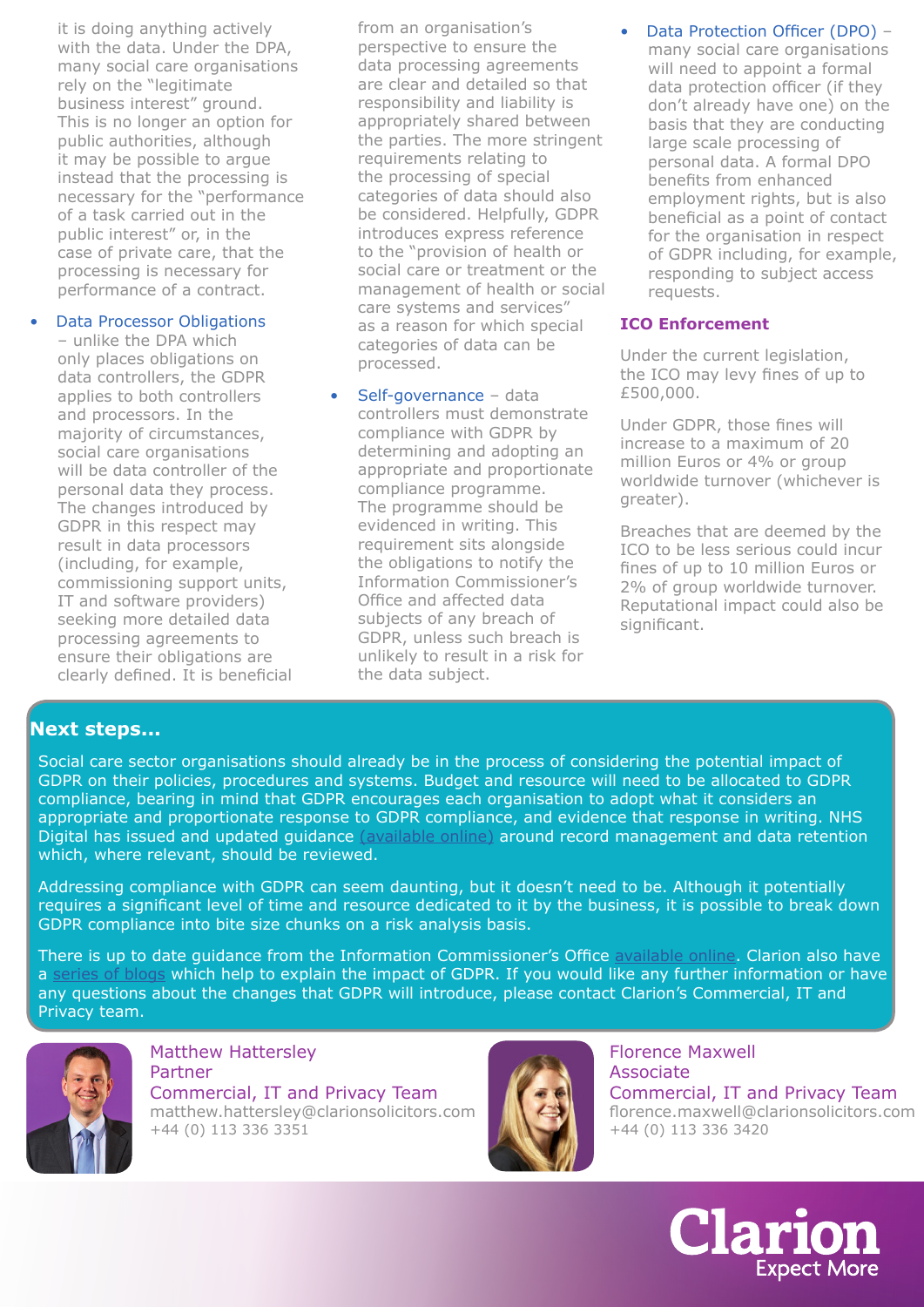it is doing anything actively with the data. Under the DPA, many social care organisations rely on the "legitimate business interest" ground. This is no longer an option for public authorities, although it may be possible to argue instead that the processing is necessary for the "performance of a task carried out in the public interest" or, in the case of private care, that the processing is necessary for performance of a contract.

- Data Processor Obligations – unlike the DPA which only places obligations on data controllers, the GDPR applies to both controllers and processors. In the majority of circumstances, social care organisations will be data controller of the personal data they process. The changes introduced by GDPR in this respect may result in data processors (including, for example, commissioning support units, IT and software providers) seeking more detailed data processing agreements to ensure their obligations are clearly defined. It is beneficial from an organisation's perspective to ensure the data processing agreements are clear and detailed so that responsibility and liability is appropriately shared between the parties. The more stringent requirements relating to the processing of special categories of data should also be considered. Helpfully, GDPR introduces express reference to the "provision of health or social care or treatment or the management of health or social care systems and services" as a reason for which special categories of data can be processed.
- Self-governance – data controllers must demonstrate compliance with GDPR by determining and adopting an appropriate and proportionate compliance programme. The programme should be evidenced in writing. This requirement sits alongside the obligations to notify the Information Commissioner's Office and affected data subjects of any breach of GDPR, unless such breach is unlikely to result in a risk for the data subject.
- Data Protection Officer (DPO) – many social care organisations will need to appoint a formal data protection officer (if they don't already have one) on the basis that they are conducting large scale processing of personal data. A formal DPO benefits from enhanced employment rights, but is also beneficial as a point of contact for the organisation in respect of GDPR including, for example, responding to subject access requests.

### ICO Enforcement

Under the current legislation, the ICO may levy fines of up to £500,000.

Under GDPR, those fines will increase to a maximum of 20 million Euros or 4% or group worldwide turnover (whichever is greater).

Breaches that are deemed by the ICO to be less serious could incur fines of up to 10 million Euros or 2% of group worldwide turnover. Reputational impact could also be significant.

## Next steps...

Social care sector organisations should already be in the process of considering the potential impact of GDPR on their policies, procedures and systems. Budget and resource will need to be allocated to GDPR compliance, bearing in mind that GDPR encourages each organisation to adopt what it considers an appropriate and proportionate response to GDPR compliance, and evidence that response in writing. NHS Digital has issued and updated guidance (available online) around record management and data retention which, where relevant, should be reviewed.

Addressing compliance with GDPR can seem daunting, but it doesn't need to be. Although it potentially requires a significant level of time and resource dedicated to it by the business, it is possible to break down GDPR compliance into bite size chunks on a risk analysis basis.

There is up to date guidance from the Information Commissioner's Office available online. Clarion also have a series of blogs which help to explain the impact of GDPR. If you would like any further information or have any questions about the changes that GDPR will introduce, please contact Clarion's Commercial, IT and Privacy team.

Matthew Hattersley
Partner
Commercial, IT and Privacy Team
matthew.hattersley@clarionsolicitors.com
+44 (0) 113 336 3351

Florence Maxwell
Associate
Commercial, IT and Privacy Team
florence.maxwell@clarionsolicitors.com
+44 (0) 113 336 3420

Clarion
Expect More